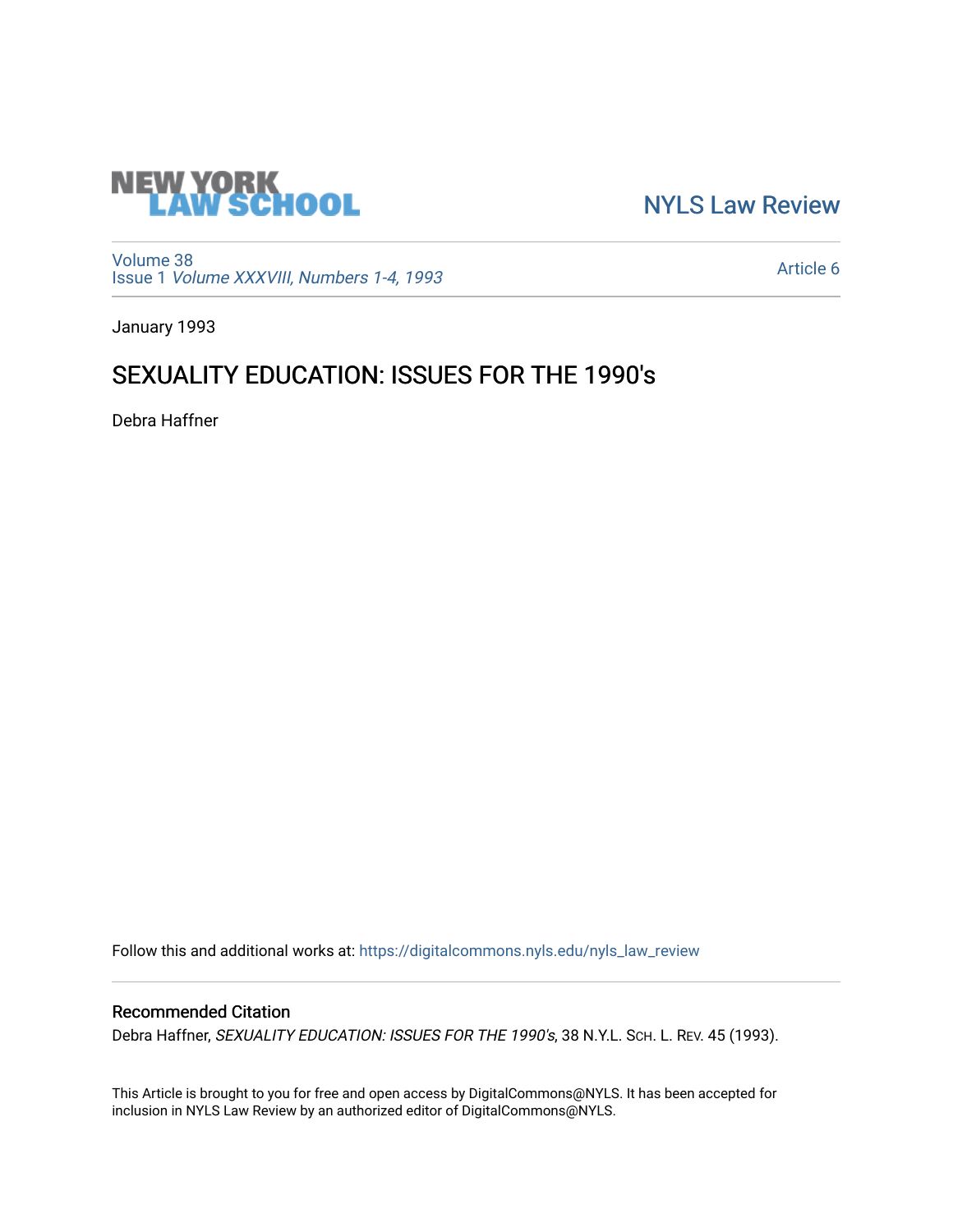NEW YORK LAW SCHOOL

NYLS Law Review

Volume 38
Issue 1 *Volume XXXVIII, Numbers 1-4, 1993*

Article 6

January 1993

# SEXUALITY EDUCATION: ISSUES FOR THE 1990's

Debra Haffner

Follow this and additional works at: https://digitalcommons.nyls.edu/nyls_law_review

## Recommended Citation

Debra Haffner, *SEXUALITY EDUCATION: ISSUES FOR THE 1990's*, 38 N.Y.L. SCH. L. REV. 45 (1993).

This Article is brought to you for free and open access by DigitalCommons@NYLS. It has been accepted for inclusion in NYLS Law Review by an authorized editor of DigitalCommons@NYLS.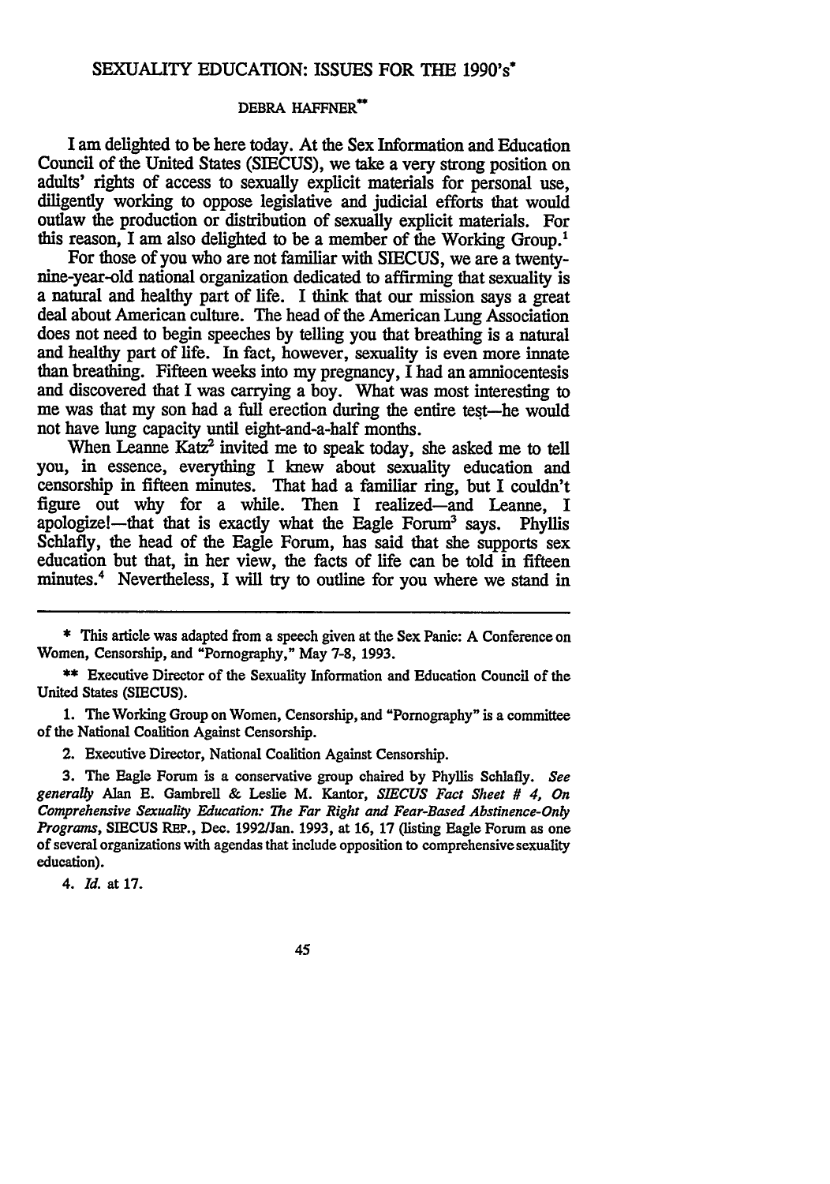# SEXUALITY EDUCATION: ISSUES FOR THE 1990's*

DEBRA HAFFNER**

I am delighted to be here today. At the Sex Information and Education Council of the United States (SIECUS), we take a very strong position on adults' rights of access to sexually explicit materials for personal use, diligently working to oppose legislative and judicial efforts that would outlaw the production or distribution of sexually explicit materials. For this reason, I am also delighted to be a member of the Working Group.[1]

For those of you who are not familiar with SIECUS, we are a twenty-nine-year-old national organization dedicated to affirming that sexuality is a natural and healthy part of life. I think that our mission says a great deal about American culture. The head of the American Lung Association does not need to begin speeches by telling you that breathing is a natural and healthy part of life. In fact, however, sexuality is even more innate than breathing. Fifteen weeks into my pregnancy, I had an amniocentesis and discovered that I was carrying a boy. What was most interesting to me was that my son had a full erection during the entire test—he would not have lung capacity until eight-and-a-half months.

When Leanne Katz[2] invited me to speak today, she asked me to tell you, in essence, everything I knew about sexuality education and censorship in fifteen minutes. That had a familiar ring, but I couldn't figure out why for a while. Then I realized—and Leanne, I apologize!—that that is exactly what the Eagle Forum[3] says. Phyllis Schlafly, the head of the Eagle Forum, has said that she supports sex education but that, in her view, the facts of life can be told in fifteen minutes.[4] Nevertheless, I will try to outline for you where we stand in

---

\* This article was adapted from a speech given at the Sex Panic: A Conference on Women, Censorship, and "Pornography," May 7-8, 1993.

\** Executive Director of the Sexuality Information and Education Council of the United States (SIECUS).

1. The Working Group on Women, Censorship, and "Pornography" is a committee of the National Coalition Against Censorship.

2. Executive Director, National Coalition Against Censorship.

3. The Eagle Forum is a conservative group chaired by Phyllis Schlafly. *See generally* Alan E. Gambrell & Leslie M. Kantor, *SIECUS Fact Sheet # 4, On Comprehensive Sexuality Education: The Far Right and Fear-Based Abstinence-Only Programs*, SIECUS REP., Dec. 1992/Jan. 1993, at 16, 17 (listing Eagle Forum as one of several organizations with agendas that include opposition to comprehensive sexuality education).

4. *Id.* at 17.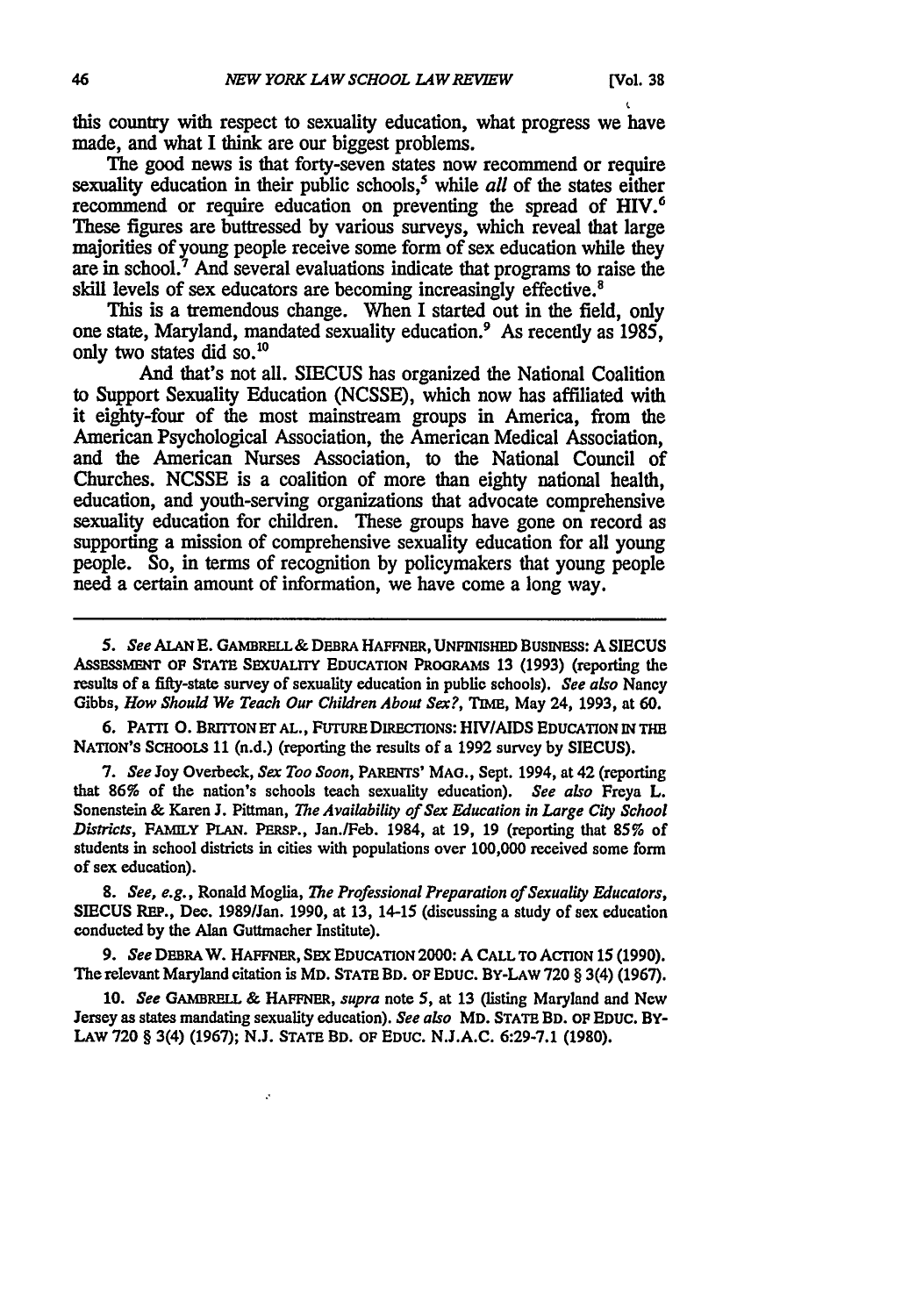this country with respect to sexuality education, what progress we have made, and what I think are our biggest problems.

The good news is that forty-seven states now recommend or require sexuality education in their public schools,[5] while *all* of the states either recommend or require education on preventing the spread of HIV.[6] These figures are buttressed by various surveys, which reveal that large majorities of young people receive some form of sex education while they are in school.[7] And several evaluations indicate that programs to raise the skill levels of sex educators are becoming increasingly effective.[8]

This is a tremendous change. When I started out in the field, only one state, Maryland, mandated sexuality education.[9] As recently as 1985, only two states did so.[10]

And that's not all. SIECUS has organized the National Coalition to Support Sexuality Education (NCSSE), which now has affiliated with it eighty-four of the most mainstream groups in America, from the American Psychological Association, the American Medical Association, and the American Nurses Association, to the National Council of Churches. NCSSE is a coalition of more than eighty national health, education, and youth-serving organizations that advocate comprehensive sexuality education for children. These groups have gone on record as supporting a mission of comprehensive sexuality education for all young people. So, in terms of recognition by policymakers that young people need a certain amount of information, we have come a long way.

---

5. *See* ALAN E. GAMBRELL & DEBRA HAFFNER, UNFINISHED BUSINESS: A SIECUS ASSESSMENT OF STATE SEXUALITY EDUCATION PROGRAMS 13 (1993) (reporting the results of a fifty-state survey of sexuality education in public schools). *See also* Nancy Gibbs, *How Should We Teach Our Children About Sex?*, TIME, May 24, 1993, at 60.

6. PATTI O. BRITTON ET AL., FUTURE DIRECTIONS: HIV/AIDS EDUCATION IN THE NATION'S SCHOOLS 11 (n.d.) (reporting the results of a 1992 survey by SIECUS).

7. *See* Joy Overbeck, *Sex Too Soon*, PARENTS' MAG., Sept. 1994, at 42 (reporting that 86% of the nation's schools teach sexuality education). *See also* Freya L. Sonenstein & Karen J. Pittman, *The Availability of Sex Education in Large City School Districts*, FAMILY PLAN. PERSP., Jan./Feb. 1984, at 19, 19 (reporting that 85% of students in school districts in cities with populations over 100,000 received some form of sex education).

8. *See, e.g.*, Ronald Moglia, *The Professional Preparation of Sexuality Educators*, SIECUS REP., Dec. 1989/Jan. 1990, at 13, 14-15 (discussing a study of sex education conducted by the Alan Guttmacher Institute).

9. *See* DEBRA W. HAFFNER, SEX EDUCATION 2000: A CALL TO ACTION 15 (1990). The relevant Maryland citation is MD. STATE BD. OF EDUC. BY-LAW 720 § 3(4) (1967).

10. *See* GAMBRELL & HAFFNER, *supra* note 5, at 13 (listing Maryland and New Jersey as states mandating sexuality education). *See also* MD. STATE BD. OF EDUC. BY-LAW 720 § 3(4) (1967); N.J. STATE BD. OF EDUC. N.J.A.C. 6:29-7.1 (1980).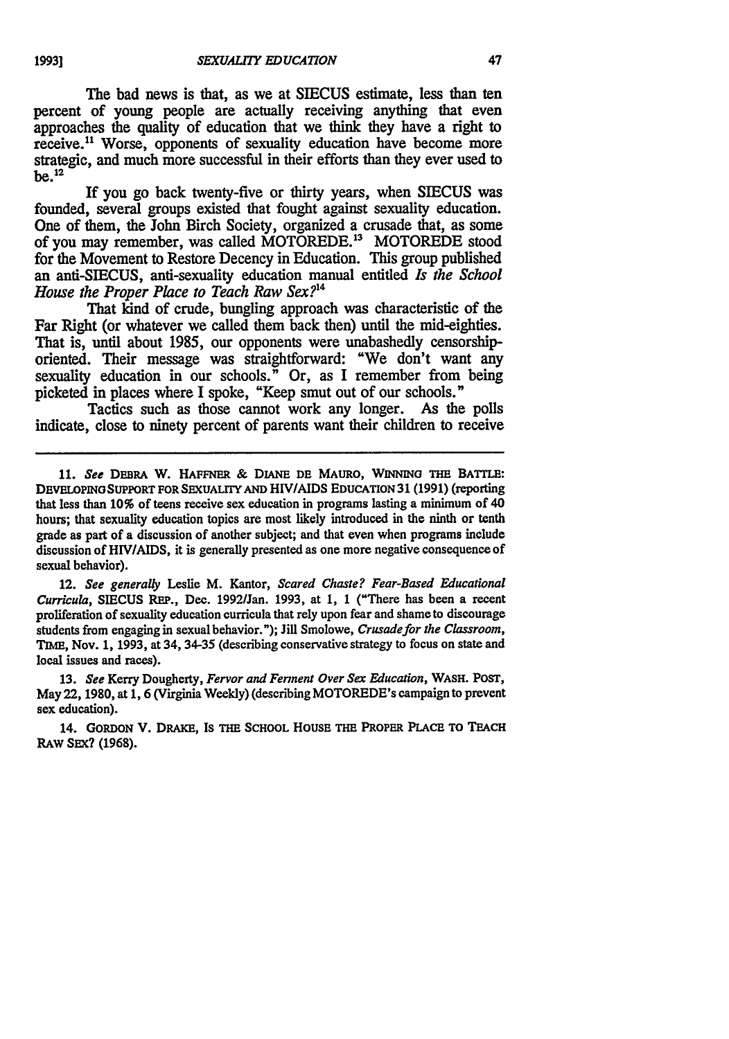The bad news is that, as we at SIECUS estimate, less than ten percent of young people are actually receiving anything that even approaches the quality of education that we think they have a right to receive.[11] Worse, opponents of sexuality education have become more strategic, and much more successful in their efforts than they ever used to be.[12]

If you go back twenty-five or thirty years, when SIECUS was founded, several groups existed that fought against sexuality education. One of them, the John Birch Society, organized a crusade that, as some of you may remember, was called MOTOREDE.[13] MOTOREDE stood for the Movement to Restore Decency in Education. This group published an anti-SIECUS, anti-sexuality education manual entitled *Is the School House the Proper Place to Teach Raw Sex?*[14]

That kind of crude, bungling approach was characteristic of the Far Right (or whatever we called them back then) until the mid-eighties. That is, until about 1985, our opponents were unabashedly censorship-oriented. Their message was straightforward: "We don't want any sexuality education in our schools." Or, as I remember from being picketed in places where I spoke, "Keep smut out of our schools."

Tactics such as those cannot work any longer. As the polls indicate, close to ninety percent of parents want their children to receive

---

11. *See* DEBRA W. HAFFNER & DIANE DE MAURO, WINNING THE BATTLE: DEVELOPING SUPPORT FOR SEXUALITY AND HIV/AIDS EDUCATION 31 (1991) (reporting that less than 10% of teens receive sex education in programs lasting a minimum of 40 hours; that sexuality education topics are most likely introduced in the ninth or tenth grade as part of a discussion of another subject; and that even when programs include discussion of HIV/AIDS, it is generally presented as one more negative consequence of sexual behavior).

12. *See generally* Leslie M. Kantor, *Scared Chaste? Fear-Based Educational Curricula*, SIECUS REP., Dec. 1992/Jan. 1993, at 1, 1 ("There has been a recent proliferation of sexuality education curricula that rely upon fear and shame to discourage students from engaging in sexual behavior."); Jill Smolowe, *Crusade for the Classroom*, TIME, Nov. 1, 1993, at 34, 34-35 (describing conservative strategy to focus on state and local issues and races).

13. *See* Kerry Dougherty, *Fervor and Ferment Over Sex Education*, WASH. POST, May 22, 1980, at 1, 6 (Virginia Weekly) (describing MOTOREDE's campaign to prevent sex education).

14. GORDON V. DRAKE, IS THE SCHOOL HOUSE THE PROPER PLACE TO TEACH RAW SEX? (1968).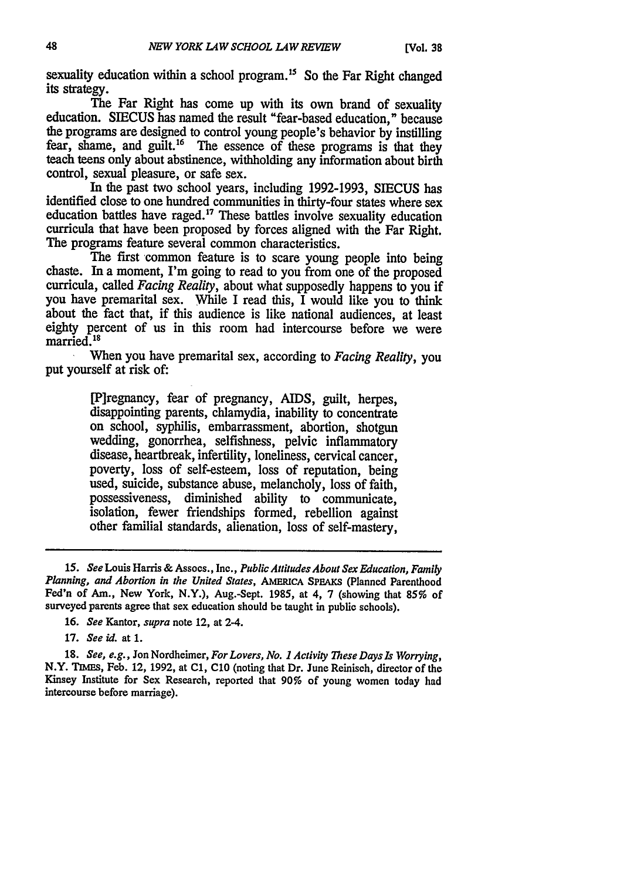sexuality education within a school program.[15] So the Far Right changed its strategy.

The Far Right has come up with its own brand of sexuality education. SIECUS has named the result "fear-based education," because the programs are designed to control young people's behavior by instilling fear, shame, and guilt.[16] The essence of these programs is that they teach teens only about abstinence, withholding any information about birth control, sexual pleasure, or safe sex.

In the past two school years, including 1992-1993, SIECUS has identified close to one hundred communities in thirty-four states where sex education battles have raged.[17] These battles involve sexuality education curricula that have been proposed by forces aligned with the Far Right. The programs feature several common characteristics.

The first common feature is to scare young people into being chaste. In a moment, I'm going to read to you from one of the proposed curricula, called *Facing Reality*, about what supposedly happens to you if you have premarital sex. While I read this, I would like you to think about the fact that, if this audience is like national audiences, at least eighty percent of us in this room had intercourse before we were married.[18]

When you have premarital sex, according to *Facing Reality*, you put yourself at risk of:

> [P]regnancy, fear of pregnancy, AIDS, guilt, herpes, disappointing parents, chlamydia, inability to concentrate on school, syphilis, embarrassment, abortion, shotgun wedding, gonorrhea, selfishness, pelvic inflammatory disease, heartbreak, infertility, loneliness, cervical cancer, poverty, loss of self-esteem, loss of reputation, being used, suicide, substance abuse, melancholy, loss of faith, possessiveness, diminished ability to communicate, isolation, fewer friendships formed, rebellion against other familial standards, alienation, loss of self-mastery,

---

15. *See* Louis Harris & Assocs., Inc., *Public Attitudes About Sex Education, Family Planning, and Abortion in the United States*, AMERICA SPEAKS (Planned Parenthood Fed'n of Am., New York, N.Y.), Aug.-Sept. 1985, at 4, 7 (showing that 85% of surveyed parents agree that sex education should be taught in public schools).

16. *See* Kantor, *supra* note 12, at 2-4.

17. *See id.* at 1.

18. *See, e.g.*, Jon Nordheimer, *For Lovers, No. 1 Activity These Days Is Worrying*, N.Y. TIMES, Feb. 12, 1992, at C1, C10 (noting that Dr. June Reinisch, director of the Kinsey Institute for Sex Research, reported that 90% of young women today had intercourse before marriage).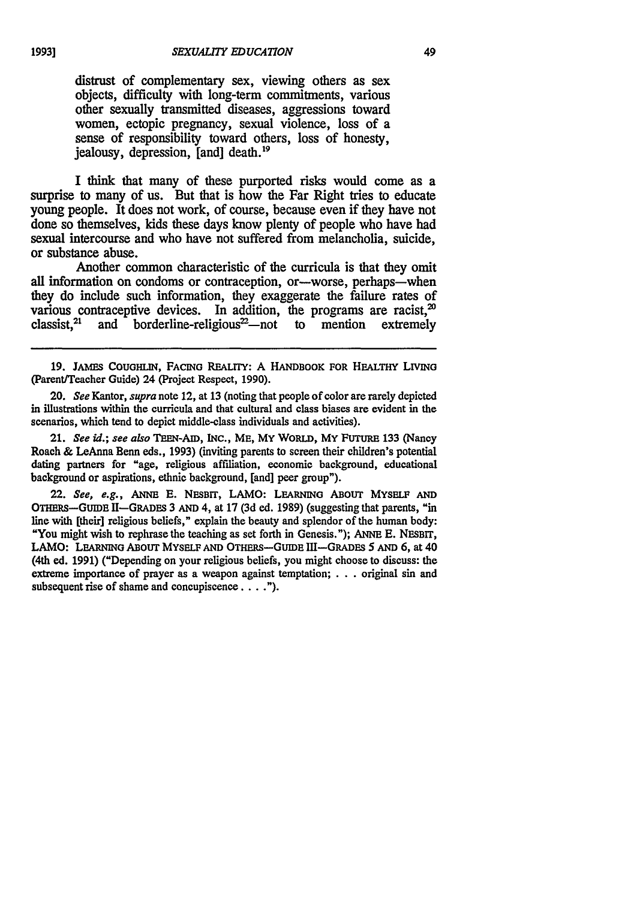distrust of complementary sex, viewing others as sex objects, difficulty with long-term commitments, various other sexually transmitted diseases, aggressions toward women, ectopic pregnancy, sexual violence, loss of a sense of responsibility toward others, loss of honesty, jealousy, depression, [and] death.[19]

I think that many of these purported risks would come as a surprise to many of us. But that is how the Far Right tries to educate young people. It does not work, of course, because even if they have not done so themselves, kids these days know plenty of people who have had sexual intercourse and who have not suffered from melancholia, suicide, or substance abuse.

Another common characteristic of the curricula is that they omit all information on condoms or contraception, or—worse, perhaps—when they do include such information, they exaggerate the failure rates of various contraceptive devices. In addition, the programs are racist,[20] classist,[21] and borderline-religious[22]—not to mention extremely

---

19. JAMES COUGHLIN, FACING REALITY: A HANDBOOK FOR HEALTHY LIVING (Parent/Teacher Guide) 24 (Project Respect, 1990).

20. *See* Kantor, *supra* note 12, at 13 (noting that people of color are rarely depicted in illustrations within the curricula and that cultural and class biases are evident in the scenarios, which tend to depict middle-class individuals and activities).

21. *See id.*; *see also* TEEN-AID, INC., ME, MY WORLD, MY FUTURE 133 (Nancy Roach & LeAnna Benn eds., 1993) (inviting parents to screen their children's potential dating partners for "age, religious affiliation, economic background, educational background or aspirations, ethnic background, [and] peer group").

22. *See, e.g.*, ANNE E. NESBIT, LAMO: LEARNING ABOUT MYSELF AND OTHERS—GUIDE II—GRADES 3 AND 4, at 17 (3d ed. 1989) (suggesting that parents, "in line with [their] religious beliefs," explain the beauty and splendor of the human body: "You might wish to rephrase the teaching as set forth in Genesis."); ANNE E. NESBIT, LAMO: LEARNING ABOUT MYSELF AND OTHERS—GUIDE III—GRADES 5 AND 6, at 40 (4th ed. 1991) ("Depending on your religious beliefs, you might choose to discuss: the extreme importance of prayer as a weapon against temptation; . . . original sin and subsequent rise of shame and concupiscence . . . .").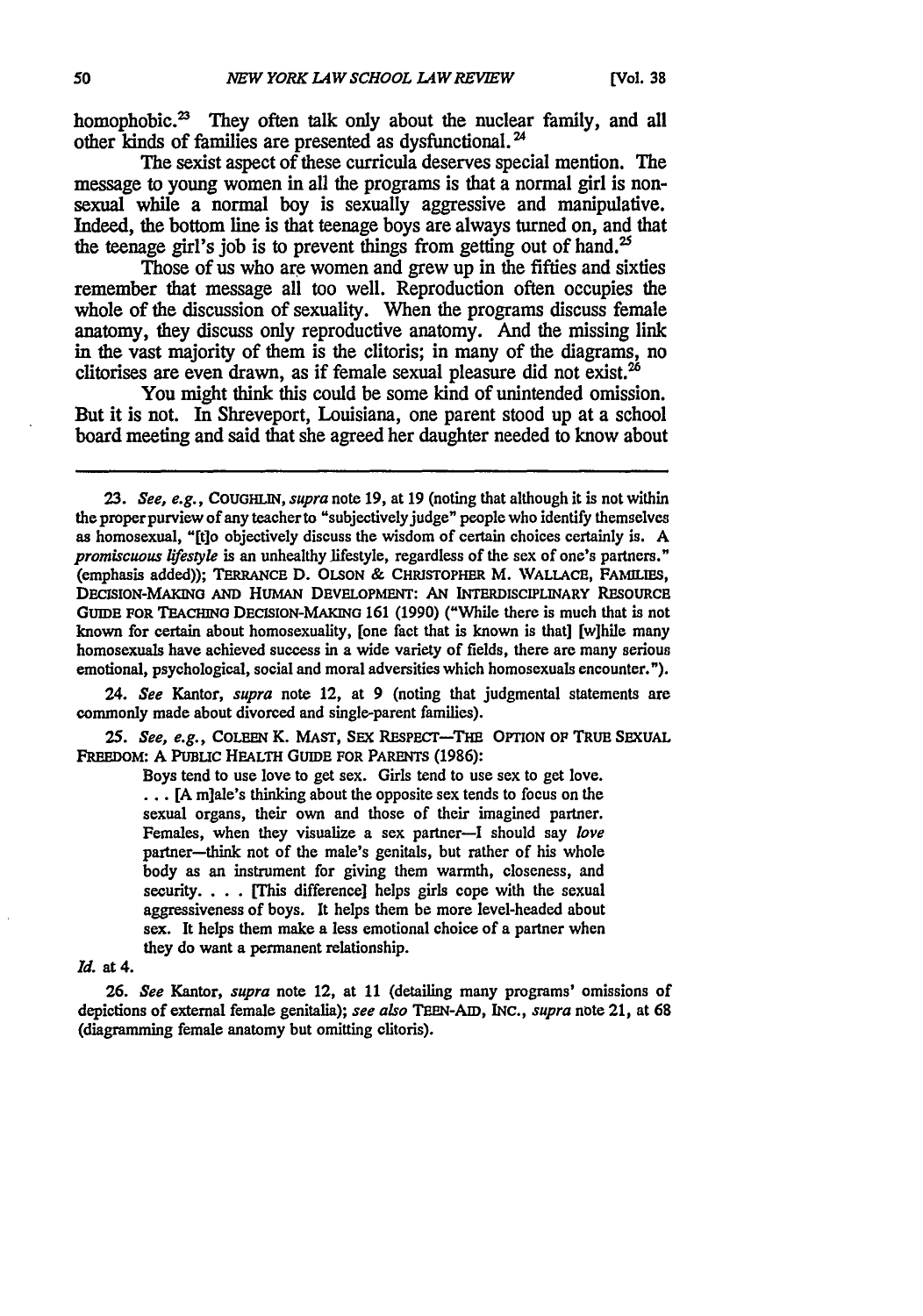homophobic.[23] They often talk only about the nuclear family, and all other kinds of families are presented as dysfunctional.[24]

The sexist aspect of these curricula deserves special mention. The message to young women in all the programs is that a normal girl is nonsexual while a normal boy is sexually aggressive and manipulative. Indeed, the bottom line is that teenage boys are always turned on, and that the teenage girl's job is to prevent things from getting out of hand.[25]

Those of us who are women and grew up in the fifties and sixties remember that message all too well. Reproduction often occupies the whole of the discussion of sexuality. When the programs discuss female anatomy, they discuss only reproductive anatomy. And the missing link in the vast majority of them is the clitoris; in many of the diagrams, no clitorises are even drawn, as if female sexual pleasure did not exist.[26]

You might think this could be some kind of unintended omission. But it is not. In Shreveport, Louisiana, one parent stood up at a school board meeting and said that she agreed her daughter needed to know about

---

23. *See, e.g.*, COUGHLIN, *supra* note 19, at 19 (noting that although it is not within the proper purview of any teacher to "subjectively judge" people who identify themselves as homosexual, "[t]o objectively discuss the wisdom of certain choices certainly is. A *promiscuous lifestyle* is an unhealthy lifestyle, regardless of the sex of one's partners." (emphasis added)); TERRANCE D. OLSON & CHRISTOPHER M. WALLACE, FAMILIES, DECISION-MAKING AND HUMAN DEVELOPMENT: AN INTERDISCIPLINARY RESOURCE GUIDE FOR TEACHING DECISION-MAKING 161 (1990) ("While there is much that is not known for certain about homosexuality, [one fact that is known is that] [w]hile many homosexuals have achieved success in a wide variety of fields, there are many serious emotional, psychological, social and moral adversities which homosexuals encounter.").

24. *See* Kantor, *supra* note 12, at 9 (noting that judgmental statements are commonly made about divorced and single-parent families).

25. *See, e.g.*, COLEEN K. MAST, SEX RESPECT—THE OPTION OF TRUE SEXUAL FREEDOM: A PUBLIC HEALTH GUIDE FOR PARENTS (1986):

> Boys tend to use love to get sex. Girls tend to use sex to get love. . . . [A m]ale's thinking about the opposite sex tends to focus on the sexual organs, their own and those of their imagined partner. Females, when they visualize a sex partner—I should say *love* partner—think not of the male's genitals, but rather of his whole body as an instrument for giving them warmth, closeness, and security. . . . [This difference] helps girls cope with the sexual aggressiveness of boys. It helps them be more level-headed about sex. It helps them make a less emotional choice of a partner when they do want a permanent relationship.

*Id.* at 4.

26. *See* Kantor, *supra* note 12, at 11 (detailing many programs' omissions of depictions of external female genitalia); *see also* TEEN-AID, INC., *supra* note 21, at 68 (diagramming female anatomy but omitting clitoris).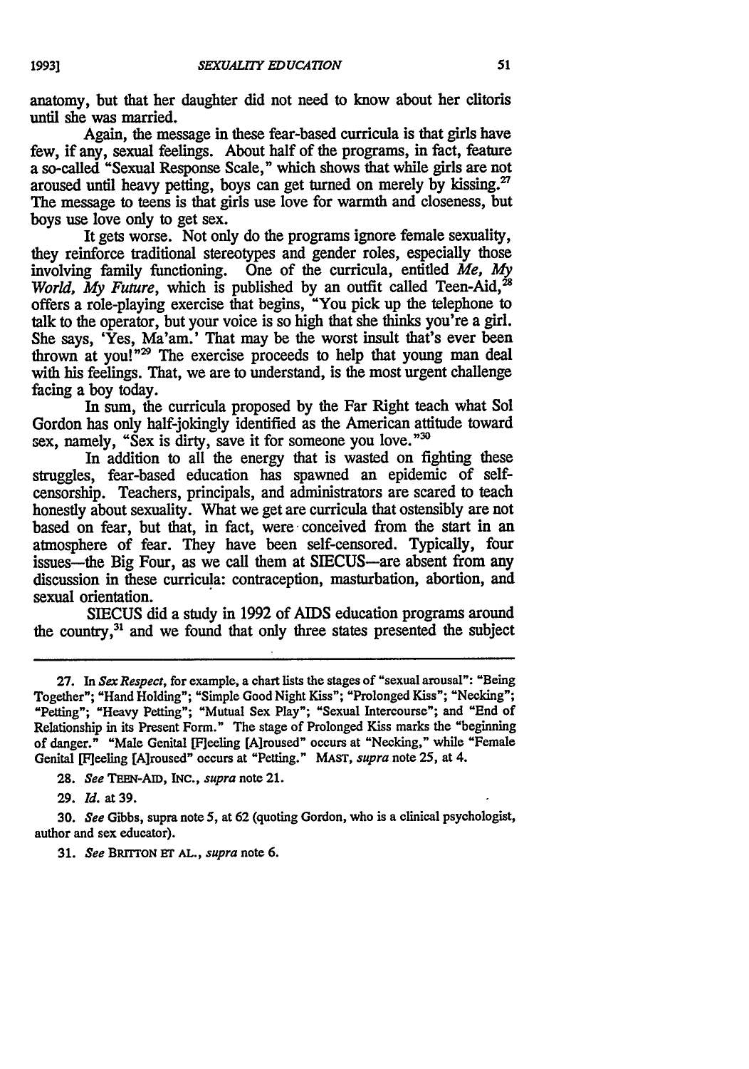anatomy, but that her daughter did not need to know about her clitoris until she was married.

Again, the message in these fear-based curricula is that girls have few, if any, sexual feelings. About half of the programs, in fact, feature a so-called "Sexual Response Scale," which shows that while girls are not aroused until heavy petting, boys can get turned on merely by kissing.[27] The message to teens is that girls use love for warmth and closeness, but boys use love only to get sex.

It gets worse. Not only do the programs ignore female sexuality, they reinforce traditional stereotypes and gender roles, especially those involving family functioning. One of the curricula, entitled *Me, My World, My Future*, which is published by an outfit called Teen-Aid,[28] offers a role-playing exercise that begins, "You pick up the telephone to talk to the operator, but your voice is so high that she thinks you're a girl. She says, 'Yes, Ma'am.' That may be the worst insult that's ever been thrown at you!"[29] The exercise proceeds to help that young man deal with his feelings. That, we are to understand, is the most urgent challenge facing a boy today.

In sum, the curricula proposed by the Far Right teach what Sol Gordon has only half-jokingly identified as the American attitude toward sex, namely, "Sex is dirty, save it for someone you love."[30]

In addition to all the energy that is wasted on fighting these struggles, fear-based education has spawned an epidemic of self-censorship. Teachers, principals, and administrators are scared to teach honestly about sexuality. What we get are curricula that ostensibly are not based on fear, but that, in fact, were conceived from the start in an atmosphere of fear. They have been self-censored. Typically, four issues—the Big Four, as we call them at SIECUS—are absent from any discussion in these curricula: contraception, masturbation, abortion, and sexual orientation.

SIECUS did a study in 1992 of AIDS education programs around the country,[31] and we found that only three states presented the subject

---

27. In *Sex Respect*, for example, a chart lists the stages of "sexual arousal": "Being Together"; "Hand Holding"; "Simple Good Night Kiss"; "Prolonged Kiss"; "Necking"; "Petting"; "Heavy Petting"; "Mutual Sex Play"; "Sexual Intercourse"; and "End of Relationship in its Present Form." The stage of Prolonged Kiss marks the "beginning of danger." "Male Genital [F]eeling [A]roused" occurs at "Necking," while "Female Genital [F]eeling [A]roused" occurs at "Petting." MAST, *supra* note 25, at 4.

28. *See* TEEN-AID, INC., *supra* note 21.

29. *Id.* at 39.

30. *See* Gibbs, supra note 5, at 62 (quoting Gordon, who is a clinical psychologist, author and sex educator).

31. *See* BRITTON ET AL., *supra* note 6.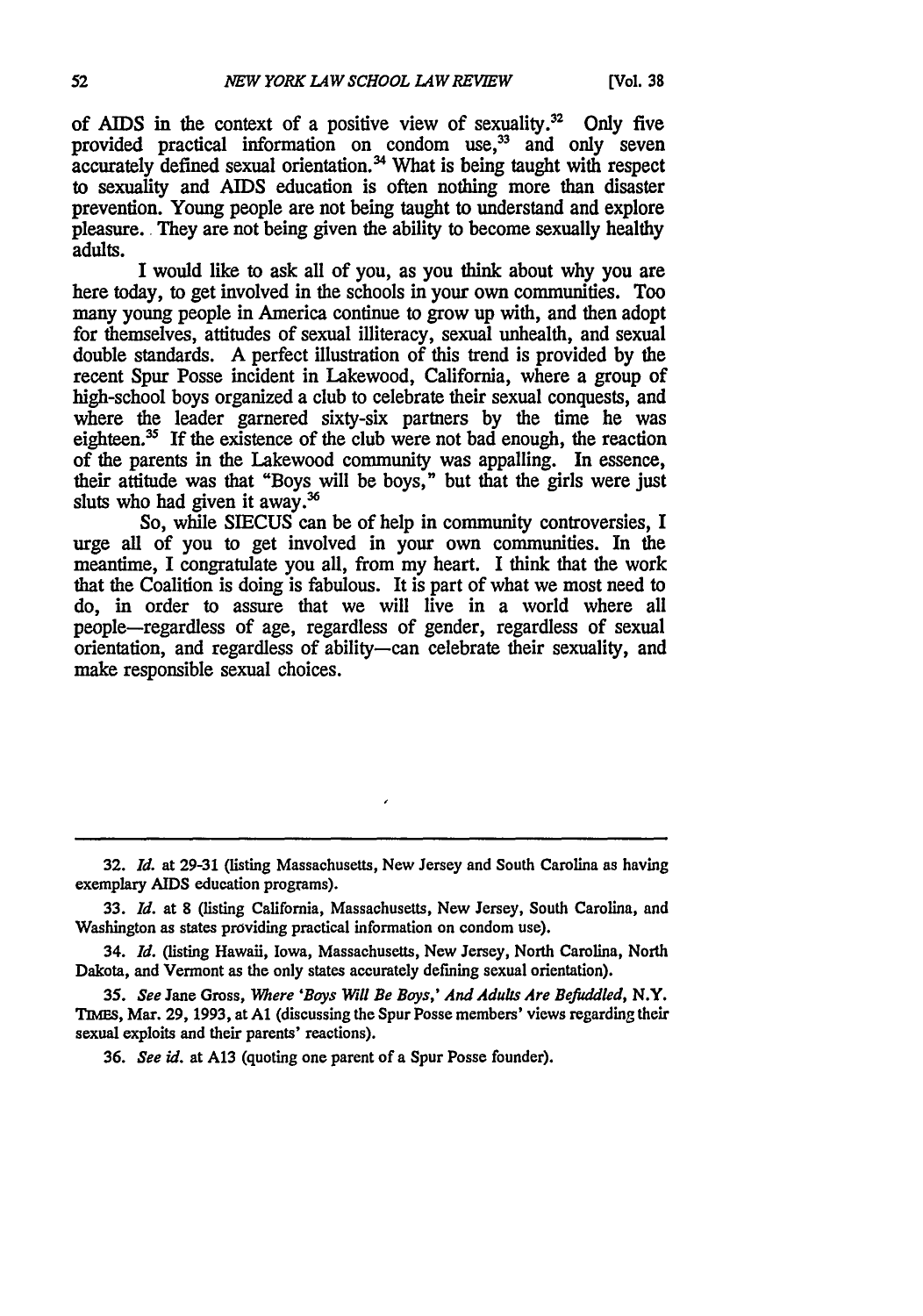of AIDS in the context of a positive view of sexuality.[32] Only five provided practical information on condom use,[33] and only seven accurately defined sexual orientation.[34] What is being taught with respect to sexuality and AIDS education is often nothing more than disaster prevention. Young people are not being taught to understand and explore pleasure. They are not being given the ability to become sexually healthy adults.

I would like to ask all of you, as you think about why you are here today, to get involved in the schools in your own communities. Too many young people in America continue to grow up with, and then adopt for themselves, attitudes of sexual illiteracy, sexual unhealth, and sexual double standards. A perfect illustration of this trend is provided by the recent Spur Posse incident in Lakewood, California, where a group of high-school boys organized a club to celebrate their sexual conquests, and where the leader garnered sixty-six partners by the time he was eighteen.[35] If the existence of the club were not bad enough, the reaction of the parents in the Lakewood community was appalling. In essence, their attitude was that "Boys will be boys," but that the girls were just sluts who had given it away.[36]

So, while SIECUS can be of help in community controversies, I urge all of you to get involved in your own communities. In the meantime, I congratulate you all, from my heart. I think that the work that the Coalition is doing is fabulous. It is part of what we most need to do, in order to assure that we will live in a world where all people—regardless of age, regardless of gender, regardless of sexual orientation, and regardless of ability—can celebrate their sexuality, and make responsible sexual choices.

---

32. *Id.* at 29-31 (listing Massachusetts, New Jersey and South Carolina as having exemplary AIDS education programs).

33. *Id.* at 8 (listing California, Massachusetts, New Jersey, South Carolina, and Washington as states providing practical information on condom use).

34. *Id.* (listing Hawaii, Iowa, Massachusetts, New Jersey, North Carolina, North Dakota, and Vermont as the only states accurately defining sexual orientation).

35. *See* Jane Gross, *Where 'Boys Will Be Boys,' And Adults Are Befuddled*, N.Y. TIMES, Mar. 29, 1993, at A1 (discussing the Spur Posse members' views regarding their sexual exploits and their parents' reactions).

36. *See id.* at A13 (quoting one parent of a Spur Posse founder).